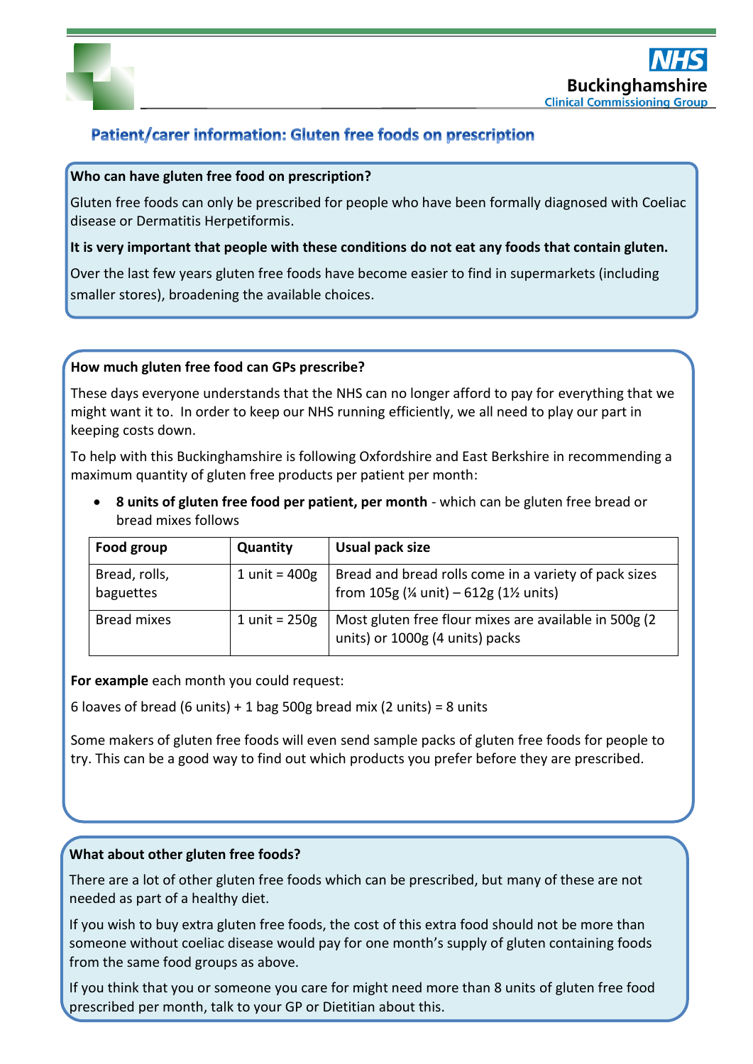NHS Buckinghamshire Clinical Commissioning Group

# Patient/carer information: Gluten free foods on prescription

## Who can have gluten free food on prescription?

Gluten free foods can only be prescribed for people who have been formally diagnosed with Coeliac disease or Dermatitis Herpetiformis.

**It is very important that people with these conditions do not eat any foods that contain gluten.**

Over the last few years gluten free foods have become easier to find in supermarkets (including smaller stores), broadening the available choices.

## How much gluten free food can GPs prescribe?

These days everyone understands that the NHS can no longer afford to pay for everything that we might want it to. In order to keep our NHS running efficiently, we all need to play our part in keeping costs down.

To help with this Buckinghamshire is following Oxfordshire and East Berkshire in recommending a maximum quantity of gluten free products per patient per month:

- **8 units of gluten free food per patient, per month** - which can be gluten free bread or bread mixes follows

| Food group | Quantity | Usual pack size |
|---|---|---|
| Bread, rolls, baguettes | 1 unit = 400g | Bread and bread rolls come in a variety of pack sizes from 105g (¼ unit) – 612g (1½ units) |
| Bread mixes | 1 unit = 250g | Most gluten free flour mixes are available in 500g (2 units) or 1000g (4 units) packs |

**For example** each month you could request:

6 loaves of bread (6 units) + 1 bag 500g bread mix (2 units) = 8 units

Some makers of gluten free foods will even send sample packs of gluten free foods for people to try. This can be a good way to find out which products you prefer before they are prescribed.

## What about other gluten free foods?

There are a lot of other gluten free foods which can be prescribed, but many of these are not needed as part of a healthy diet.

If you wish to buy extra gluten free foods, the cost of this extra food should not be more than someone without coeliac disease would pay for one month's supply of gluten containing foods from the same food groups as above.

If you think that you or someone you care for might need more than 8 units of gluten free food prescribed per month, talk to your GP or Dietitian about this.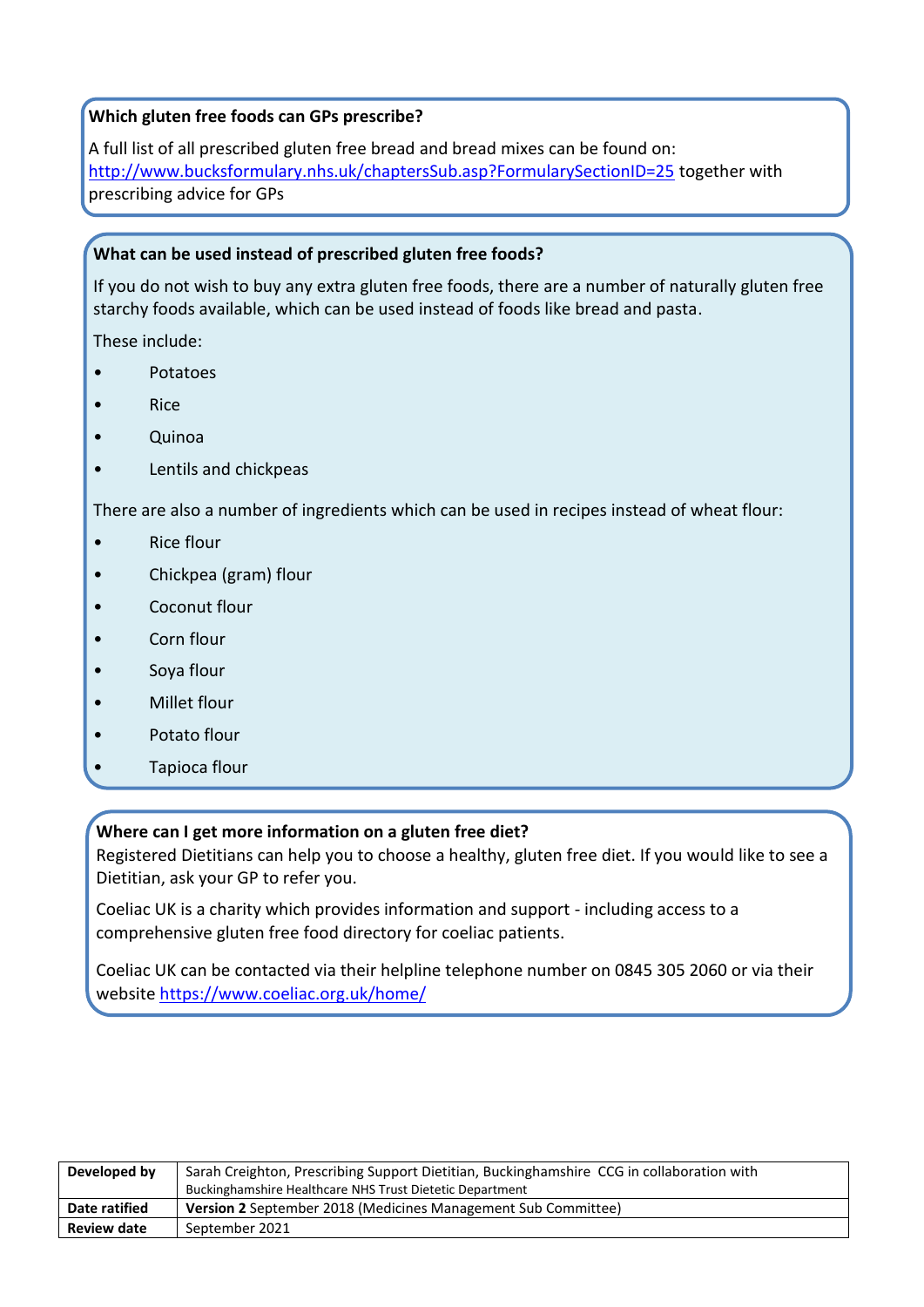### Which gluten free foods can GPs prescribe?

A full list of all prescribed gluten free bread and bread mixes can be found on: http://www.bucksformulary.nhs.uk/chaptersSub.asp?FormularySectionID=25 together with prescribing advice for GPs

### What can be used instead of prescribed gluten free foods?

If you do not wish to buy any extra gluten free foods, there are a number of naturally gluten free starchy foods available, which can be used instead of foods like bread and pasta.

These include:

- Potatoes
- Rice
- Quinoa
- Lentils and chickpeas

There are also a number of ingredients which can be used in recipes instead of wheat flour:

- Rice flour
- Chickpea (gram) flour
- Coconut flour
- Corn flour
- Soya flour
- Millet flour
- Potato flour
- Tapioca flour

### Where can I get more information on a gluten free diet?

Registered Dietitians can help you to choose a healthy, gluten free diet. If you would like to see a Dietitian, ask your GP to refer you.

Coeliac UK is a charity which provides information and support - including access to a comprehensive gluten free food directory for coeliac patients.

Coeliac UK can be contacted via their helpline telephone number on 0845 305 2060 or via their website https://www.coeliac.org.uk/home/

| | |
|---|---|
| **Developed by** | Sarah Creighton, Prescribing Support Dietitian, Buckinghamshire CCG in collaboration with Buckinghamshire Healthcare NHS Trust Dietetic Department |
| **Date ratified** | **Version 2** September 2018 (Medicines Management Sub Committee) |
| **Review date** | September 2021 |